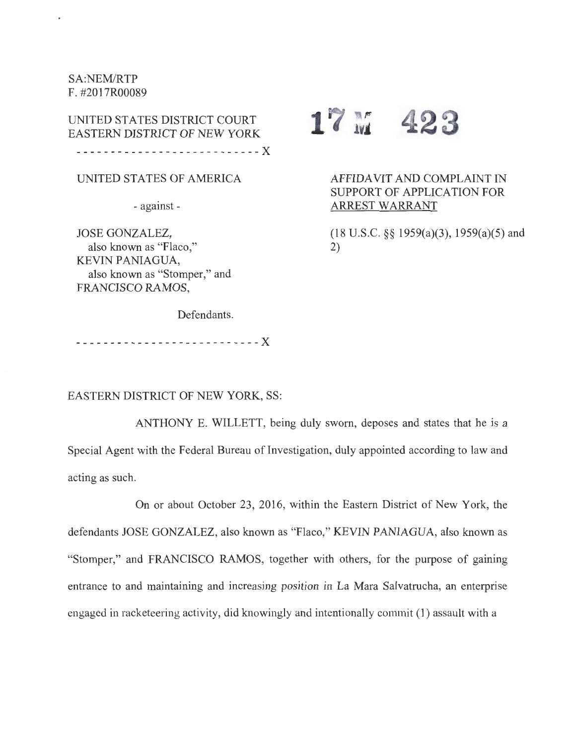SA:NEM/RTP
F. #2017R00089

UNITED STATES DISTRICT COURT
EASTERN DISTRICT OF NEW YORK

17 M 423

---------------------------- X

UNITED STATES OF AMERICA

- against -

JOSE GONZALEZ,
also known as "Flaco,"
KEVIN PANIAGUA,
also known as "Stomper," and
FRANCISCO RAMOS,

Defendants.

---------------------------- X

AFFIDAVIT AND COMPLAINT IN SUPPORT OF APPLICATION FOR ARREST WARRANT

(18 U.S.C. §§ 1959(a)(3), 1959(a)(5) and 2)

EASTERN DISTRICT OF NEW YORK, SS:

ANTHONY E. WILLETT, being duly sworn, deposes and states that he is a Special Agent with the Federal Bureau of Investigation, duly appointed according to law and acting as such.

On or about October 23, 2016, within the Eastern District of New York, the defendants JOSE GONZALEZ, also known as "Flaco," KEVIN PANIAGUA, also known as "Stomper," and FRANCISCO RAMOS, together with others, for the purpose of gaining entrance to and maintaining and increasing position in La Mara Salvatrucha, an enterprise engaged in racketeering activity, did knowingly and intentionally commit (1) assault with a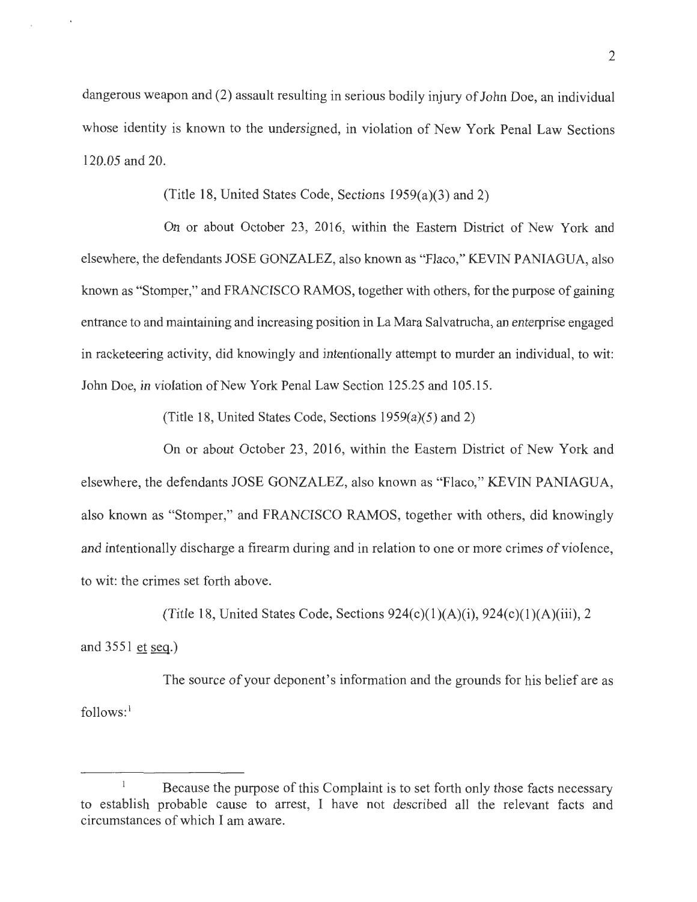dangerous weapon and (2) assault resulting in serious bodily injury of John Doe, an individual whose identity is known to the undersigned, in violation of New York Penal Law Sections 120.05 and 20.

(Title 18, United States Code, Sections 1959(a)(3) and 2)

On or about October 23, 2016, within the Eastern District of New York and elsewhere, the defendants JOSE GONZALEZ, also known as "Flaco," KEVIN PANIAGUA, also known as "Stomper," and FRANCISCO RAMOS, together with others, for the purpose of gaining entrance to and maintaining and increasing position in La Mara Salvatrucha, an enterprise engaged in racketeering activity, did knowingly and intentionally attempt to murder an individual, to wit: John Doe, in violation of New York Penal Law Section 125.25 and 105.15.

(Title 18, United States Code, Sections 1959(a)(5) and 2)

On or about October 23, 2016, within the Eastern District of New York and elsewhere, the defendants JOSE GONZALEZ, also known as "Flaco," KEVIN PANIAGUA, also known as "Stomper," and FRANCISCO RAMOS, together with others, did knowingly and intentionally discharge a firearm during and in relation to one or more crimes of violence, to wit: the crimes set forth above.

(Title 18, United States Code, Sections 924(c)(1)(A)(i), 924(c)(1)(A)(iii), 2 and 3551 et seq.)

The source of your deponent's information and the grounds for his belief are as follows:[1]

---

[1] Because the purpose of this Complaint is to set forth only those facts necessary to establish probable cause to arrest, I have not described all the relevant facts and circumstances of which I am aware.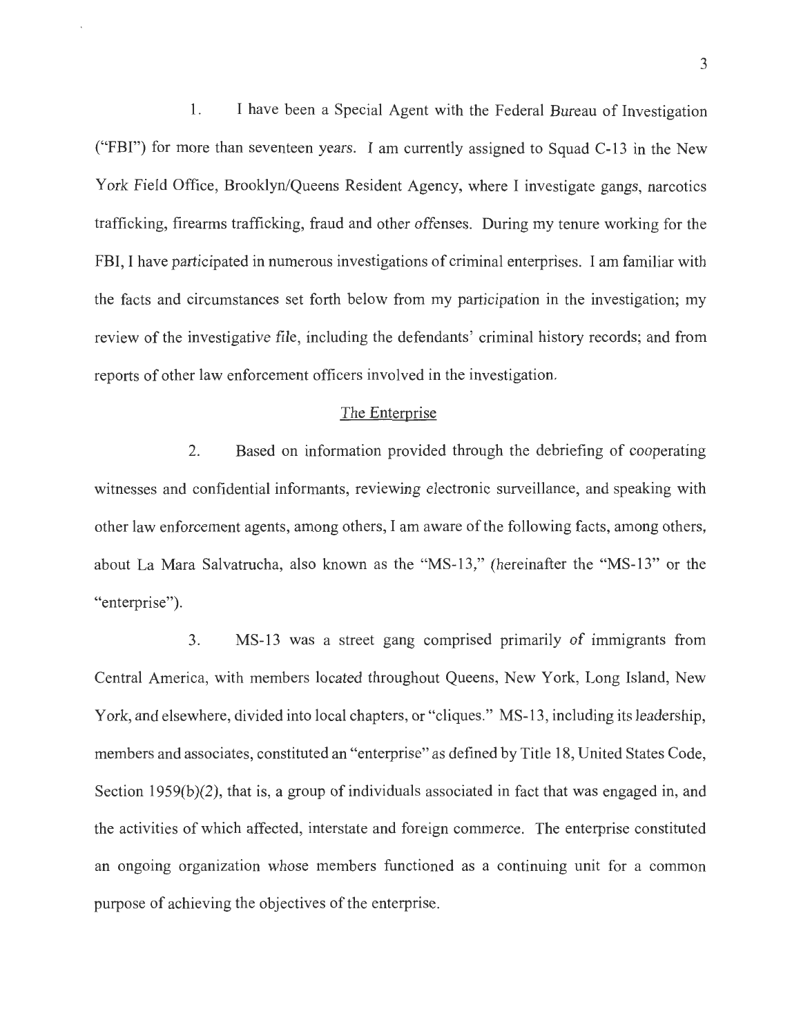1. I have been a Special Agent with the Federal Bureau of Investigation ("FBI") for more than seventeen years. I am currently assigned to Squad C-13 in the New York Field Office, Brooklyn/Queens Resident Agency, where I investigate gangs, narcotics trafficking, firearms trafficking, fraud and other offenses. During my tenure working for the FBI, I have participated in numerous investigations of criminal enterprises. I am familiar with the facts and circumstances set forth below from my participation in the investigation; my review of the investigative file, including the defendants' criminal history records; and from reports of other law enforcement officers involved in the investigation.

The Enterprise

2. Based on information provided through the debriefing of cooperating witnesses and confidential informants, reviewing electronic surveillance, and speaking with other law enforcement agents, among others, I am aware of the following facts, among others, about La Mara Salvatrucha, also known as the "MS-13," (hereinafter the "MS-13" or the "enterprise").

3. MS-13 was a street gang comprised primarily of immigrants from Central America, with members located throughout Queens, New York, Long Island, New York, and elsewhere, divided into local chapters, or "cliques." MS-13, including its leadership, members and associates, constituted an "enterprise" as defined by Title 18, United States Code, Section 1959(b)(2), that is, a group of individuals associated in fact that was engaged in, and the activities of which affected, interstate and foreign commerce. The enterprise constituted an ongoing organization whose members functioned as a continuing unit for a common purpose of achieving the objectives of the enterprise.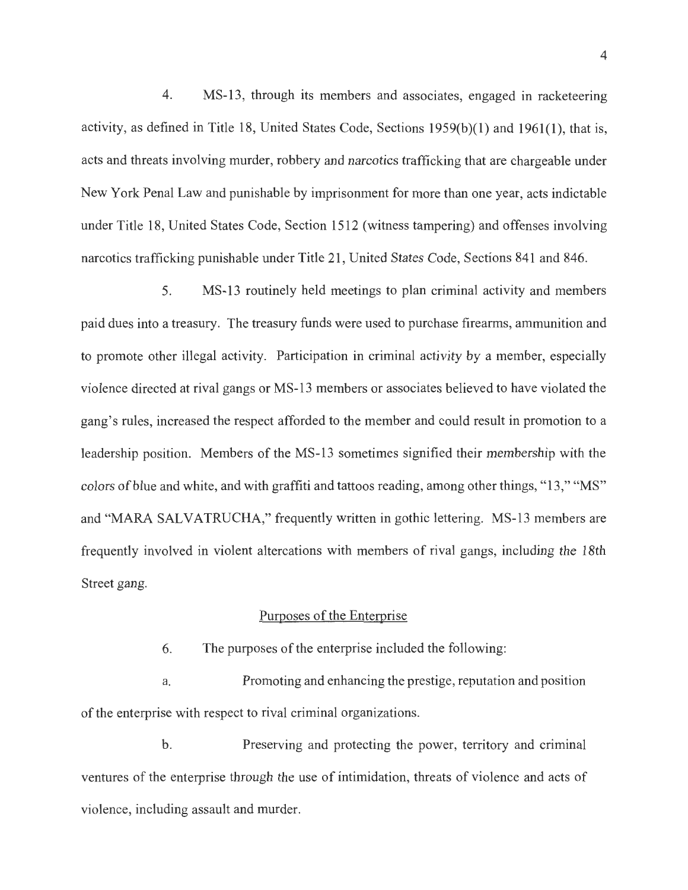4. MS-13, through its members and associates, engaged in racketeering activity, as defined in Title 18, United States Code, Sections 1959(b)(1) and 1961(1), that is, acts and threats involving murder, robbery and narcotics trafficking that are chargeable under New York Penal Law and punishable by imprisonment for more than one year, acts indictable under Title 18, United States Code, Section 1512 (witness tampering) and offenses involving narcotics trafficking punishable under Title 21, United States Code, Sections 841 and 846.

5. MS-13 routinely held meetings to plan criminal activity and members paid dues into a treasury. The treasury funds were used to purchase firearms, ammunition and to promote other illegal activity. Participation in criminal activity by a member, especially violence directed at rival gangs or MS-13 members or associates believed to have violated the gang's rules, increased the respect afforded to the member and could result in promotion to a leadership position. Members of the MS-13 sometimes signified their membership with the colors of blue and white, and with graffiti and tattoos reading, among other things, "13," "MS" and "MARA SALVATRUCHA," frequently written in gothic lettering. MS-13 members are frequently involved in violent altercations with members of rival gangs, including the 18th Street gang.

## Purposes of the Enterprise

6. The purposes of the enterprise included the following:

a. Promoting and enhancing the prestige, reputation and position of the enterprise with respect to rival criminal organizations.

b. Preserving and protecting the power, territory and criminal ventures of the enterprise through the use of intimidation, threats of violence and acts of violence, including assault and murder.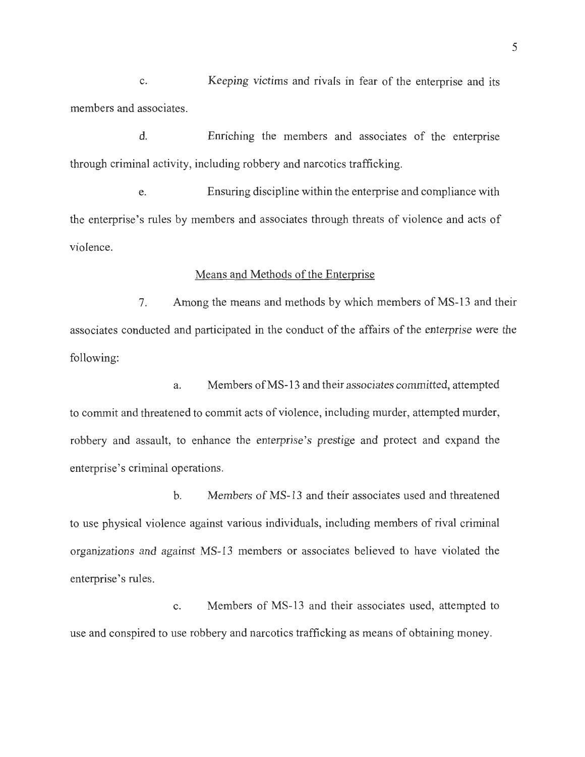c. Keeping victims and rivals in fear of the enterprise and its members and associates.

d. Enriching the members and associates of the enterprise through criminal activity, including robbery and narcotics trafficking.

e. Ensuring discipline within the enterprise and compliance with the enterprise's rules by members and associates through threats of violence and acts of violence.

<u>Means and Methods of the Enterprise</u>

7. Among the means and methods by which members of MS-13 and their associates conducted and participated in the conduct of the affairs of the enterprise were the following:

a. Members of MS-13 and their associates committed, attempted to commit and threatened to commit acts of violence, including murder, attempted murder, robbery and assault, to enhance the enterprise's prestige and protect and expand the enterprise's criminal operations.

b. Members of MS-13 and their associates used and threatened to use physical violence against various individuals, including members of rival criminal organizations and against MS-13 members or associates believed to have violated the enterprise's rules.

c. Members of MS-13 and their associates used, attempted to use and conspired to use robbery and narcotics trafficking as means of obtaining money.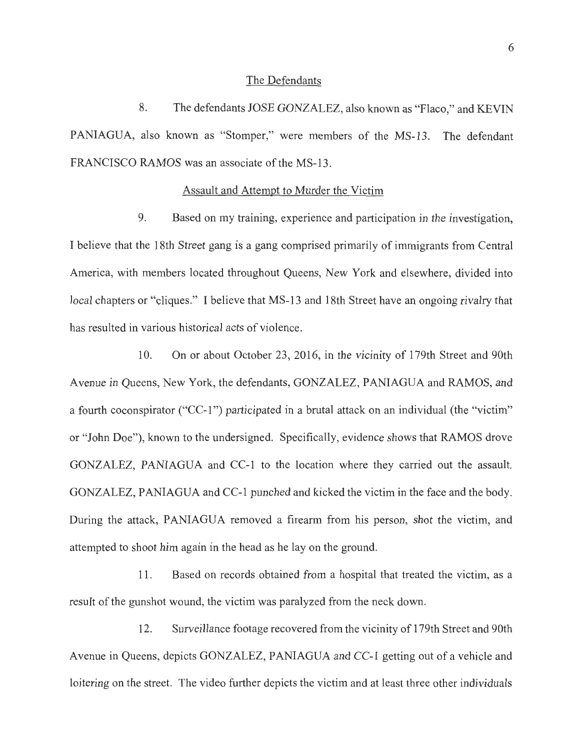## The Defendants

8. The defendants JOSE GONZALEZ, also known as "Flaco," and KEVIN PANIAGUA, also known as "Stomper," were members of the MS-13. The defendant FRANCISCO RAMOS was an associate of the MS-13.

## Assault and Attempt to Murder the Victim

9. Based on my training, experience and participation in the investigation, I believe that the 18th Street gang is a gang comprised primarily of immigrants from Central America, with members located throughout Queens, New York and elsewhere, divided into local chapters or "cliques." I believe that MS-13 and 18th Street have an ongoing rivalry that has resulted in various historical acts of violence.

10. On or about October 23, 2016, in the vicinity of 179th Street and 90th Avenue in Queens, New York, the defendants, GONZALEZ, PANIAGUA and RAMOS, and a fourth coconspirator ("CC-1") participated in a brutal attack on an individual (the "victim" or "John Doe"), known to the undersigned. Specifically, evidence shows that RAMOS drove GONZALEZ, PANIAGUA and CC-1 to the location where they carried out the assault. GONZALEZ, PANIAGUA and CC-1 punched and kicked the victim in the face and the body. During the attack, PANIAGUA removed a firearm from his person, shot the victim, and attempted to shoot him again in the head as he lay on the ground.

11. Based on records obtained from a hospital that treated the victim, as a result of the gunshot wound, the victim was paralyzed from the neck down.

12. Surveillance footage recovered from the vicinity of 179th Street and 90th Avenue in Queens, depicts GONZALEZ, PANIAGUA and CC-1 getting out of a vehicle and loitering on the street. The video further depicts the victim and at least three other individuals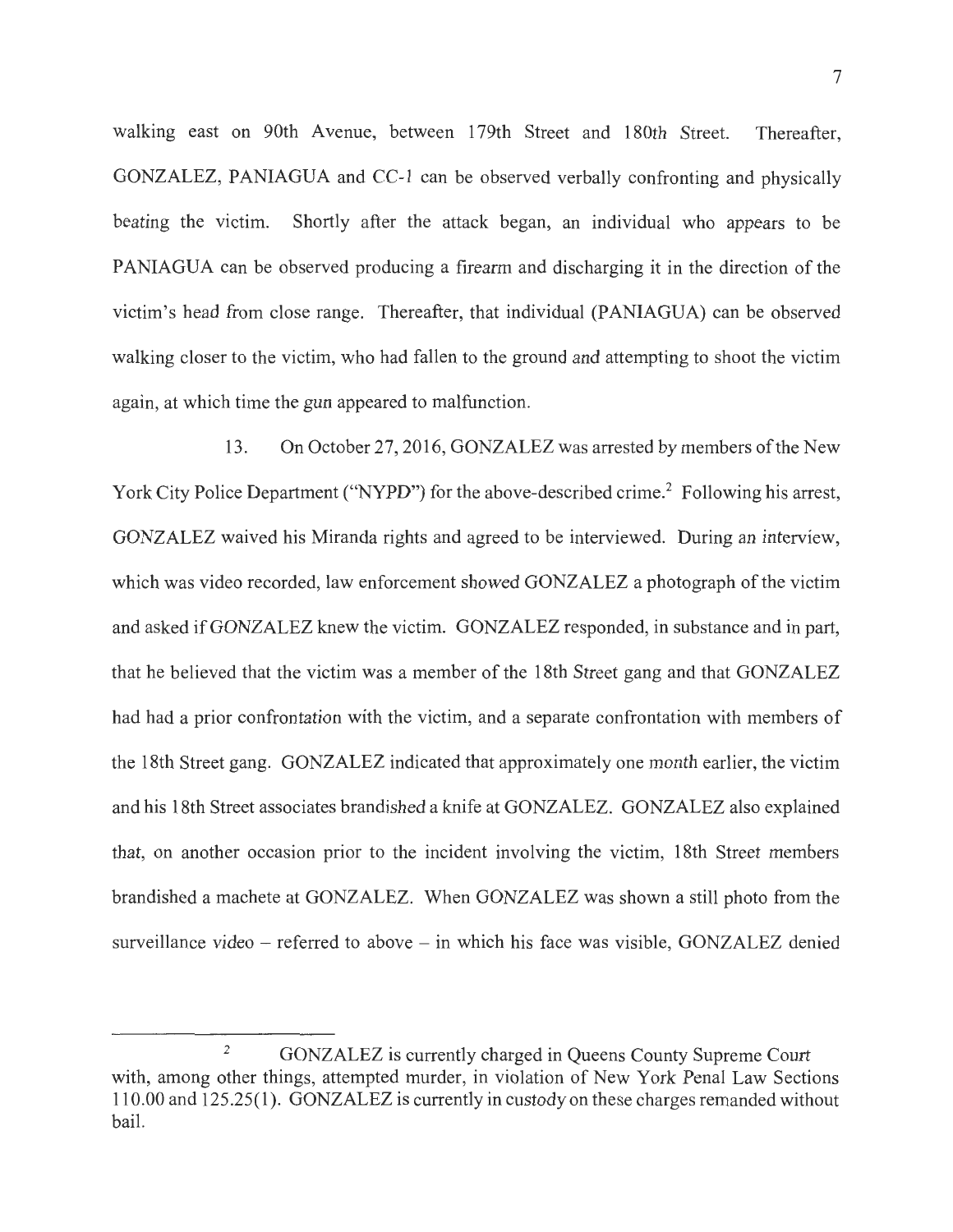walking east on 90th Avenue, between 179th Street and 180th Street. Thereafter, GONZALEZ, PANIAGUA and CC-1 can be observed verbally confronting and physically beating the victim. Shortly after the attack began, an individual who appears to be PANIAGUA can be observed producing a firearm and discharging it in the direction of the victim's head from close range. Thereafter, that individual (PANIAGUA) can be observed walking closer to the victim, who had fallen to the ground and attempting to shoot the victim again, at which time the gun appeared to malfunction.

13. On October 27, 2016, GONZALEZ was arrested by members of the New York City Police Department ("NYPD") for the above-described crime.[2] Following his arrest, GONZALEZ waived his Miranda rights and agreed to be interviewed. During an interview, which was video recorded, law enforcement showed GONZALEZ a photograph of the victim and asked if GONZALEZ knew the victim. GONZALEZ responded, in substance and in part, that he believed that the victim was a member of the 18th Street gang and that GONZALEZ had had a prior confrontation with the victim, and a separate confrontation with members of the 18th Street gang. GONZALEZ indicated that approximately one month earlier, the victim and his 18th Street associates brandished a knife at GONZALEZ. GONZALEZ also explained that, on another occasion prior to the incident involving the victim, 18th Street members brandished a machete at GONZALEZ. When GONZALEZ was shown a still photo from the surveillance video – referred to above – in which his face was visible, GONZALEZ denied

---

[2] GONZALEZ is currently charged in Queens County Supreme Court with, among other things, attempted murder, in violation of New York Penal Law Sections 110.00 and 125.25(1). GONZALEZ is currently in custody on these charges remanded without bail.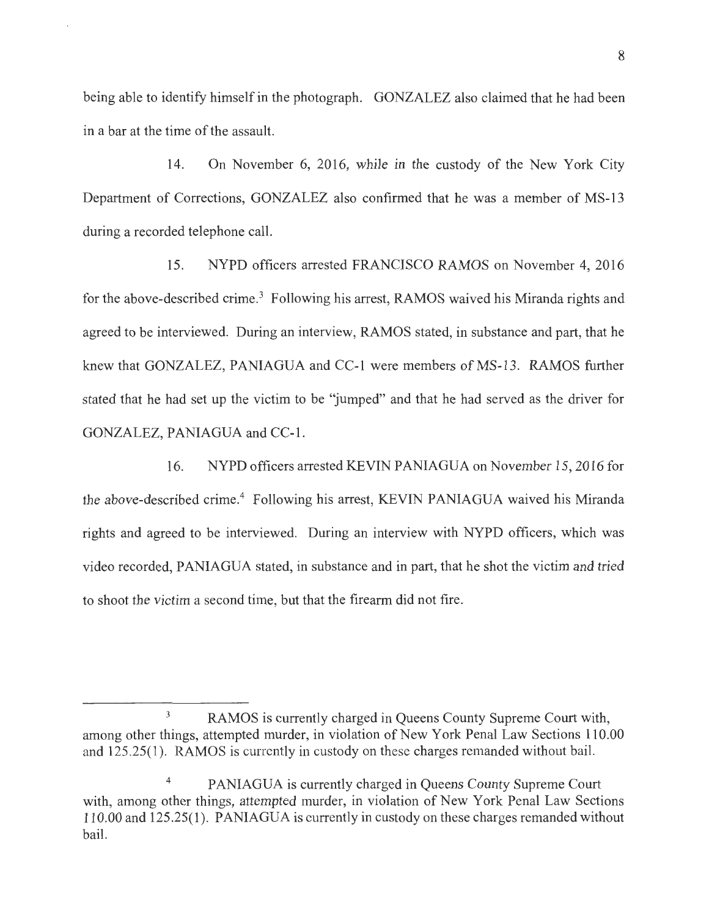being able to identify himself in the photograph. GONZALEZ also claimed that he had been in a bar at the time of the assault.

14. On November 6, 2016, while in the custody of the New York City Department of Corrections, GONZALEZ also confirmed that he was a member of MS-13 during a recorded telephone call.

15. NYPD officers arrested FRANCISCO RAMOS on November 4, 2016 for the above-described crime.[3] Following his arrest, RAMOS waived his Miranda rights and agreed to be interviewed. During an interview, RAMOS stated, in substance and part, that he knew that GONZALEZ, PANIAGUA and CC-1 were members of MS-13. RAMOS further stated that he had set up the victim to be "jumped" and that he had served as the driver for GONZALEZ, PANIAGUA and CC-1.

16. NYPD officers arrested KEVIN PANIAGUA on November 15, 2016 for the above-described crime.[4] Following his arrest, KEVIN PANIAGUA waived his Miranda rights and agreed to be interviewed. During an interview with NYPD officers, which was video recorded, PANIAGUA stated, in substance and in part, that he shot the victim and tried to shoot the victim a second time, but that the firearm did not fire.

---

[3] RAMOS is currently charged in Queens County Supreme Court with, among other things, attempted murder, in violation of New York Penal Law Sections 110.00 and 125.25(1). RAMOS is currently in custody on these charges remanded without bail.

[4] PANIAGUA is currently charged in Queens County Supreme Court with, among other things, attempted murder, in violation of New York Penal Law Sections 110.00 and 125.25(1). PANIAGUA is currently in custody on these charges remanded without bail.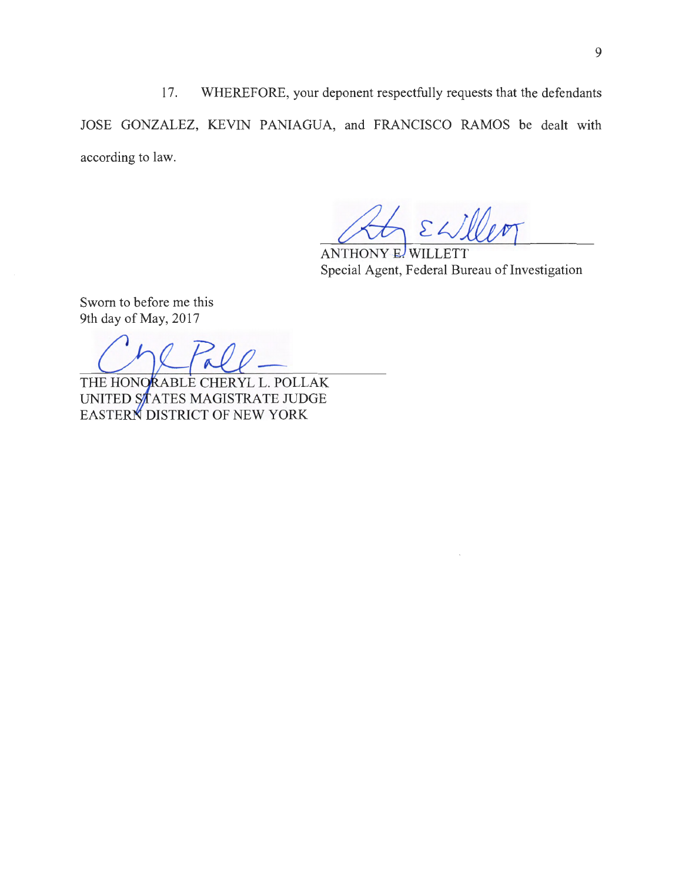17. WHEREFORE, your deponent respectfully requests that the defendants JOSE GONZALEZ, KEVIN PANIAGUA, and FRANCISCO RAMOS be dealt with according to law.

ANTHONY E. WILLETT
Special Agent, Federal Bureau of Investigation

Sworn to before me this
9th day of May, 2017

THE HONORABLE CHERYL L. POLLAK
UNITED STATES MAGISTRATE JUDGE
EASTERN DISTRICT OF NEW YORK